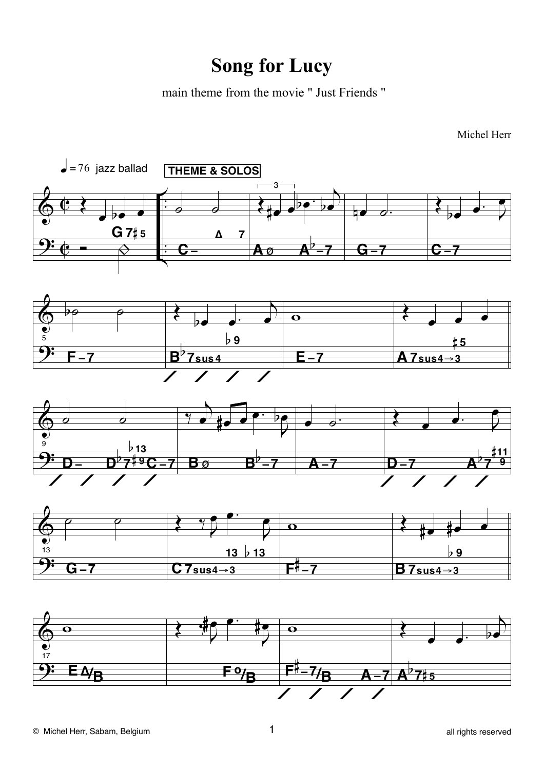# Song for Lucy

main theme from the movie " Just Friends "

Michel Herr

♩ = 76 jazz ballad

**THEME & SOLOS**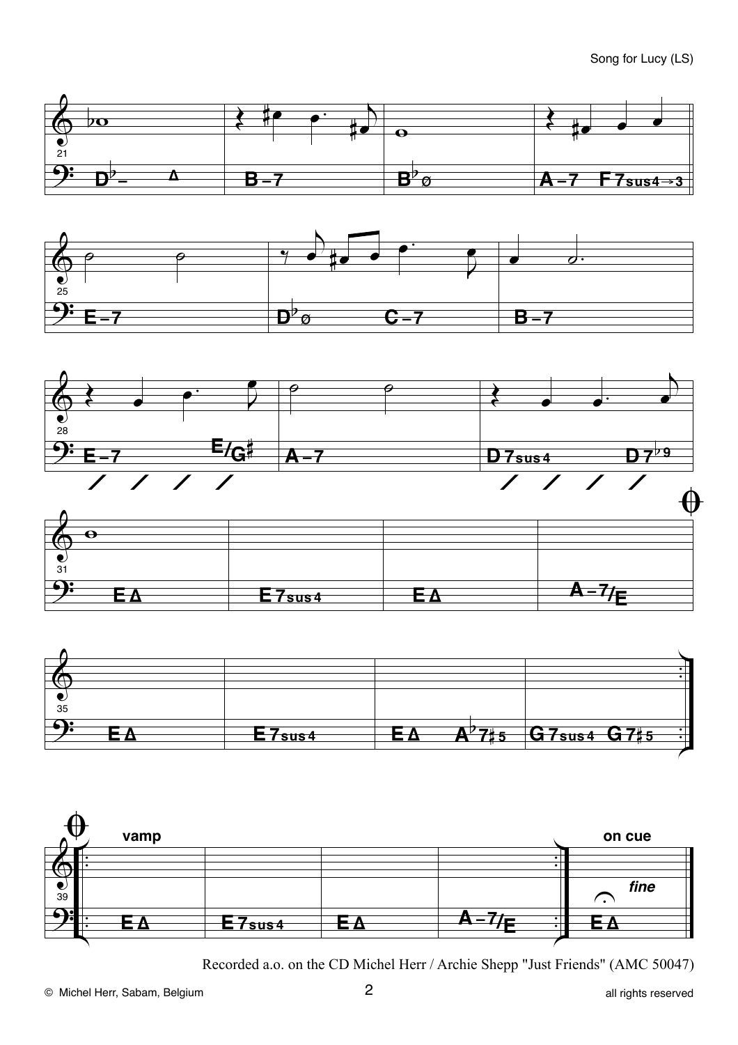Recorded a.o. on the CD Michel Herr / Archie Shepp "Just Friends" (AMC 50047)

© Michel Herr, Sabam, Belgium

all rights reserved